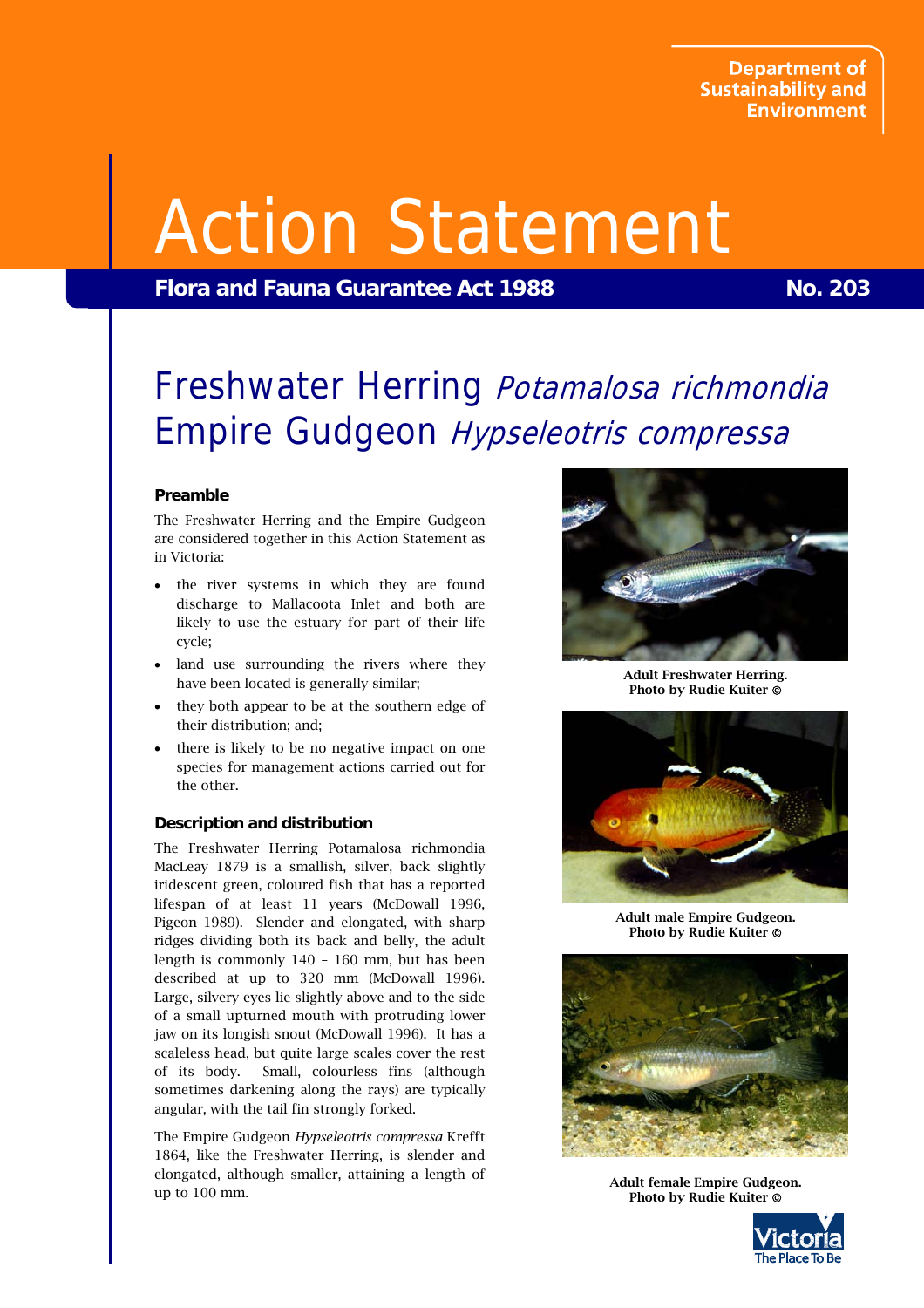Department of Sustainability and Environment

# Action Statement

**Flora and Fauna Guarantee Act 1988** **No. 203**

# Freshwater Herring *Potamalosa richmondia* Empire Gudgeon *Hypseleotris compressa*

### Preamble

The Freshwater Herring and the Empire Gudgeon are considered together in this Action Statement as in Victoria:

- the river systems in which they are found discharge to Mallacoota Inlet and both are likely to use the estuary for part of their life cycle;
- land use surrounding the rivers where they have been located is generally similar;
- they both appear to be at the southern edge of their distribution; and;
- there is likely to be no negative impact on one species for management actions carried out for the other.

### Description and distribution

The Freshwater Herring Potamalosa richmondia MacLeay 1879 is a smallish, silver, back slightly iridescent green, coloured fish that has a reported lifespan of at least 11 years (McDowall 1996, Pigeon 1989). Slender and elongated, with sharp ridges dividing both its back and belly, the adult length is commonly 140 – 160 mm, but has been described at up to 320 mm (McDowall 1996). Large, silvery eyes lie slightly above and to the side of a small upturned mouth with protruding lower jaw on its longish snout (McDowall 1996). It has a scaleless head, but quite large scales cover the rest of its body. Small, colourless fins (although sometimes darkening along the rays) are typically angular, with the tail fin strongly forked.

The Empire Gudgeon *Hypseleotris compressa* Krefft 1864, like the Freshwater Herring, is slender and elongated, although smaller, attaining a length of up to 100 mm.

Adult Freshwater Herring. Photo by Rudie Kuiter ©

Adult male Empire Gudgeon. Photo by Rudie Kuiter ©

Adult female Empire Gudgeon. Photo by Rudie Kuiter ©

Victoria The Place To Be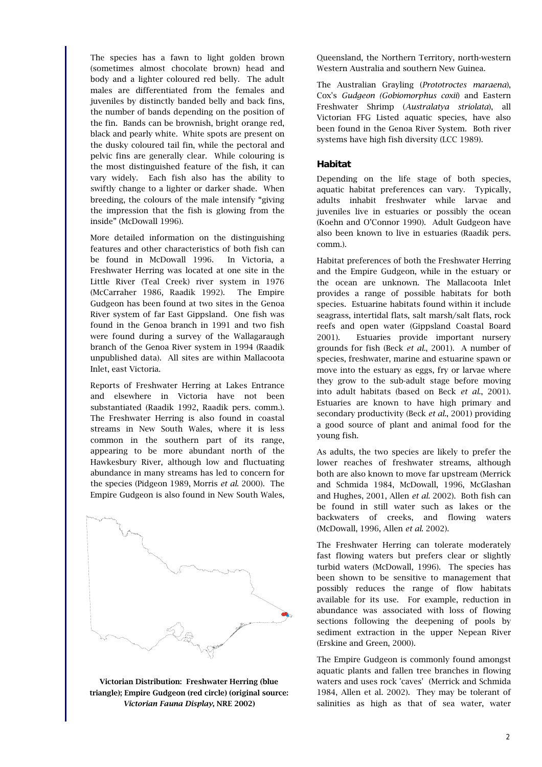The species has a fawn to light golden brown (sometimes almost chocolate brown) head and body and a lighter coloured red belly. The adult males are differentiated from the females and juveniles by distinctly banded belly and back fins, the number of bands depending on the position of the fin. Bands can be brownish, bright orange red, black and pearly white. White spots are present on the dusky coloured tail fin, while the pectoral and pelvic fins are generally clear. While colouring is the most distinguished feature of the fish, it can vary widely. Each fish also has the ability to swiftly change to a lighter or darker shade. When breeding, the colours of the male intensify "giving the impression that the fish is glowing from the inside" (McDowall 1996).

More detailed information on the distinguishing features and other characteristics of both fish can be found in McDowall 1996. In Victoria, a Freshwater Herring was located at one site in the Little River (Teal Creek) river system in 1976 (McCarraher 1986, Raadik 1992). The Empire Gudgeon has been found at two sites in the Genoa River system of far East Gippsland. One fish was found in the Genoa branch in 1991 and two fish were found during a survey of the Wallagaraugh branch of the Genoa River system in 1994 (Raadik unpublished data). All sites are within Mallacoota Inlet, east Victoria.

Reports of Freshwater Herring at Lakes Entrance and elsewhere in Victoria have not been substantiated (Raadik 1992, Raadik pers. comm.). The Freshwater Herring is also found in coastal streams in New South Wales, where it is less common in the southern part of its range, appearing to be more abundant north of the Hawkesbury River, although low and fluctuating abundance in many streams has led to concern for the species (Pidgeon 1989, Morris *et al.* 2000). The Empire Gudgeon is also found in New South Wales,

**Victorian Distribution: Freshwater Herring (blue triangle); Empire Gudgeon (red circle) (original source: *Victorian Fauna Display*, NRE 2002)**

Queensland, the Northern Territory, north-western Western Australia and southern New Guinea.

The Australian Grayling (*Prototroctes maraena*), Cox's *Gudgeon (Gobiomorphus coxii)* and Eastern Freshwater Shrimp (*Australatya striolata*), all Victorian FFG Listed aquatic species, have also been found in the Genoa River System. Both river systems have high fish diversity (LCC 1989).

## Habitat

Depending on the life stage of both species, aquatic habitat preferences can vary. Typically, adults inhabit freshwater while larvae and juveniles live in estuaries or possibly the ocean (Koehn and O'Connor 1990). Adult Gudgeon have also been known to live in estuaries (Raadik pers. comm.).

Habitat preferences of both the Freshwater Herring and the Empire Gudgeon, while in the estuary or the ocean are unknown. The Mallacoota Inlet provides a range of possible habitats for both species. Estuarine habitats found within it include seagrass, intertidal flats, salt marsh/salt flats, rock reefs and open water (Gippsland Coastal Board 2001). Estuaries provide important nursery grounds for fish (Beck *et al.*, 2001). A number of species, freshwater, marine and estuarine spawn or move into the estuary as eggs, fry or larvae where they grow to the sub-adult stage before moving into adult habitats (based on Beck *et al.*, 2001). Estuaries are known to have high primary and secondary productivity (Beck *et al.*, 2001) providing a good source of plant and animal food for the young fish.

As adults, the two species are likely to prefer the lower reaches of freshwater streams, although both are also known to move far upstream (Merrick and Schmida 1984, McDowall, 1996, McGlashan and Hughes, 2001, Allen *et al.* 2002). Both fish can be found in still water such as lakes or the backwaters of creeks, and flowing waters (McDowall, 1996, Allen *et al.* 2002).

The Freshwater Herring can tolerate moderately fast flowing waters but prefers clear or slightly turbid waters (McDowall, 1996). The species has been shown to be sensitive to management that possibly reduces the range of flow habitats available for its use. For example, reduction in abundance was associated with loss of flowing sections following the deepening of pools by sediment extraction in the upper Nepean River (Erskine and Green, 2000).

The Empire Gudgeon is commonly found amongst aquatic plants and fallen tree branches in flowing waters and uses rock 'caves' (Merrick and Schmida 1984, Allen et al. 2002). They may be tolerant of salinities as high as that of sea water, water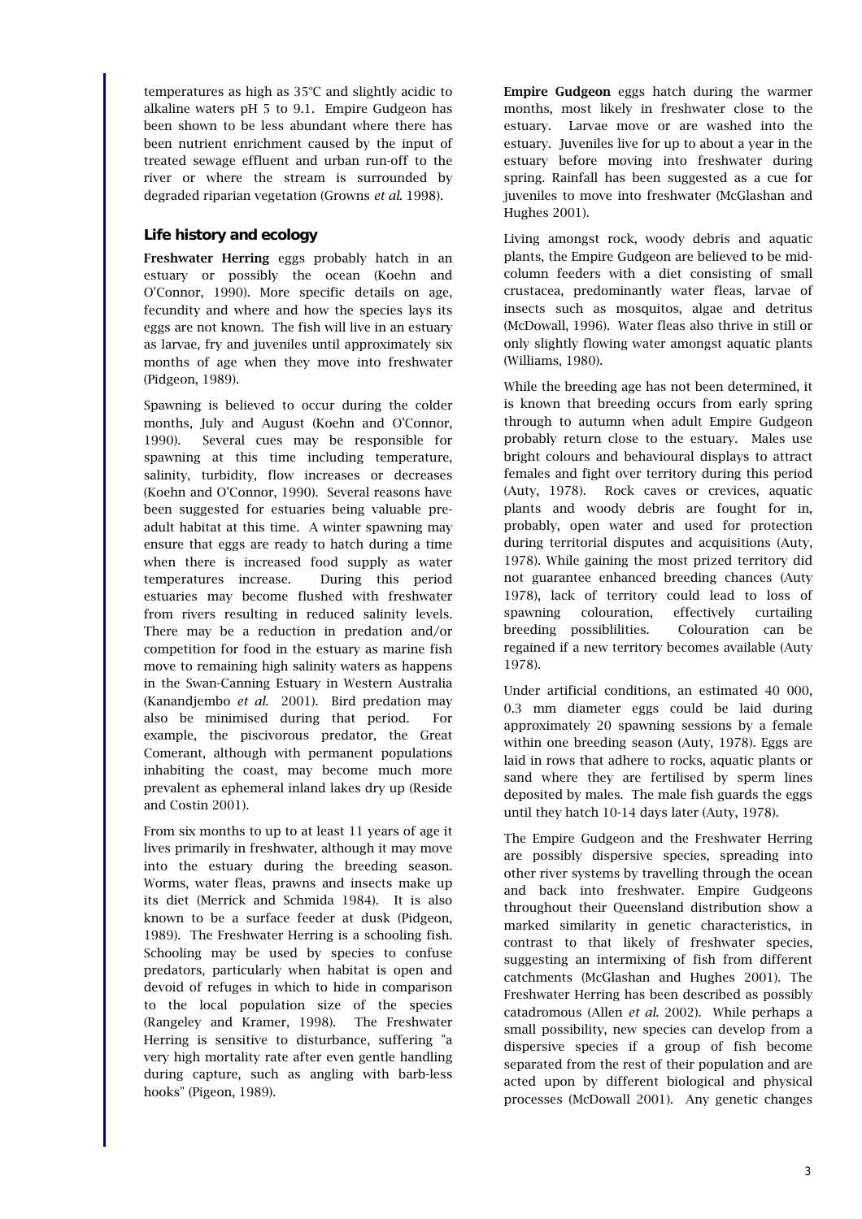temperatures as high as 35ºC and slightly acidic to alkaline waters pH 5 to 9.1. Empire Gudgeon has been shown to be less abundant where there has been nutrient enrichment caused by the input of treated sewage effluent and urban run-off to the river or where the stream is surrounded by degraded riparian vegetation (Growns *et al.* 1998).

## Life history and ecology

**Freshwater Herring** eggs probably hatch in an estuary or possibly the ocean (Koehn and O'Connor, 1990). More specific details on age, fecundity and where and how the species lays its eggs are not known. The fish will live in an estuary as larvae, fry and juveniles until approximately six months of age when they move into freshwater (Pidgeon, 1989).

Spawning is believed to occur during the colder months, July and August (Koehn and O'Connor, 1990). Several cues may be responsible for spawning at this time including temperature, salinity, turbidity, flow increases or decreases (Koehn and O'Connor, 1990). Several reasons have been suggested for estuaries being valuable pre-adult habitat at this time. A winter spawning may ensure that eggs are ready to hatch during a time when there is increased food supply as water temperatures increase. During this period estuaries may become flushed with freshwater from rivers resulting in reduced salinity levels. There may be a reduction in predation and/or competition for food in the estuary as marine fish move to remaining high salinity waters as happens in the Swan-Canning Estuary in Western Australia (Kanandjembo *et al.* 2001). Bird predation may also be minimised during that period. For example, the piscivorous predator, the Great Comerant, although with permanent populations inhabiting the coast, may become much more prevalent as ephemeral inland lakes dry up (Reside and Costin 2001).

From six months to up to at least 11 years of age it lives primarily in freshwater, although it may move into the estuary during the breeding season. Worms, water fleas, prawns and insects make up its diet (Merrick and Schmida 1984). It is also known to be a surface feeder at dusk (Pidgeon, 1989). The Freshwater Herring is a schooling fish. Schooling may be used by species to confuse predators, particularly when habitat is open and devoid of refuges in which to hide in comparison to the local population size of the species (Rangeley and Kramer, 1998). The Freshwater Herring is sensitive to disturbance, suffering "a very high mortality rate after even gentle handling during capture, such as angling with barb-less hooks" (Pigeon, 1989).

**Empire Gudgeon** eggs hatch during the warmer months, most likely in freshwater close to the estuary. Larvae move or are washed into the estuary. Juveniles live for up to about a year in the estuary before moving into freshwater during spring. Rainfall has been suggested as a cue for juveniles to move into freshwater (McGlashan and Hughes 2001).

Living amongst rock, woody debris and aquatic plants, the Empire Gudgeon are believed to be mid-column feeders with a diet consisting of small crustacea, predominantly water fleas, larvae of insects such as mosquitos, algae and detritus (McDowall, 1996). Water fleas also thrive in still or only slightly flowing water amongst aquatic plants (Williams, 1980).

While the breeding age has not been determined, it is known that breeding occurs from early spring through to autumn when adult Empire Gudgeon probably return close to the estuary. Males use bright colours and behavioural displays to attract females and fight over territory during this period (Auty, 1978). Rock caves or crevices, aquatic plants and woody debris are fought for in, probably, open water and used for protection during territorial disputes and acquisitions (Auty, 1978). While gaining the most prized territory did not guarantee enhanced breeding chances (Auty 1978), lack of territory could lead to loss of spawning colouration, effectively curtailing breeding possiblilities. Colouration can be regained if a new territory becomes available (Auty 1978).

Under artificial conditions, an estimated 40 000, 0.3 mm diameter eggs could be laid during approximately 20 spawning sessions by a female within one breeding season (Auty, 1978). Eggs are laid in rows that adhere to rocks, aquatic plants or sand where they are fertilised by sperm lines deposited by males. The male fish guards the eggs until they hatch 10-14 days later (Auty, 1978).

The Empire Gudgeon and the Freshwater Herring are possibly dispersive species, spreading into other river systems by travelling through the ocean and back into freshwater. Empire Gudgeons throughout their Queensland distribution show a marked similarity in genetic characteristics, in contrast to that likely of freshwater species, suggesting an intermixing of fish from different catchments (McGlashan and Hughes 2001). The Freshwater Herring has been described as possibly catadromous (Allen *et al.* 2002). While perhaps a small possibility, new species can develop from a dispersive species if a group of fish become separated from the rest of their population and are acted upon by different biological and physical processes (McDowall 2001). Any genetic changes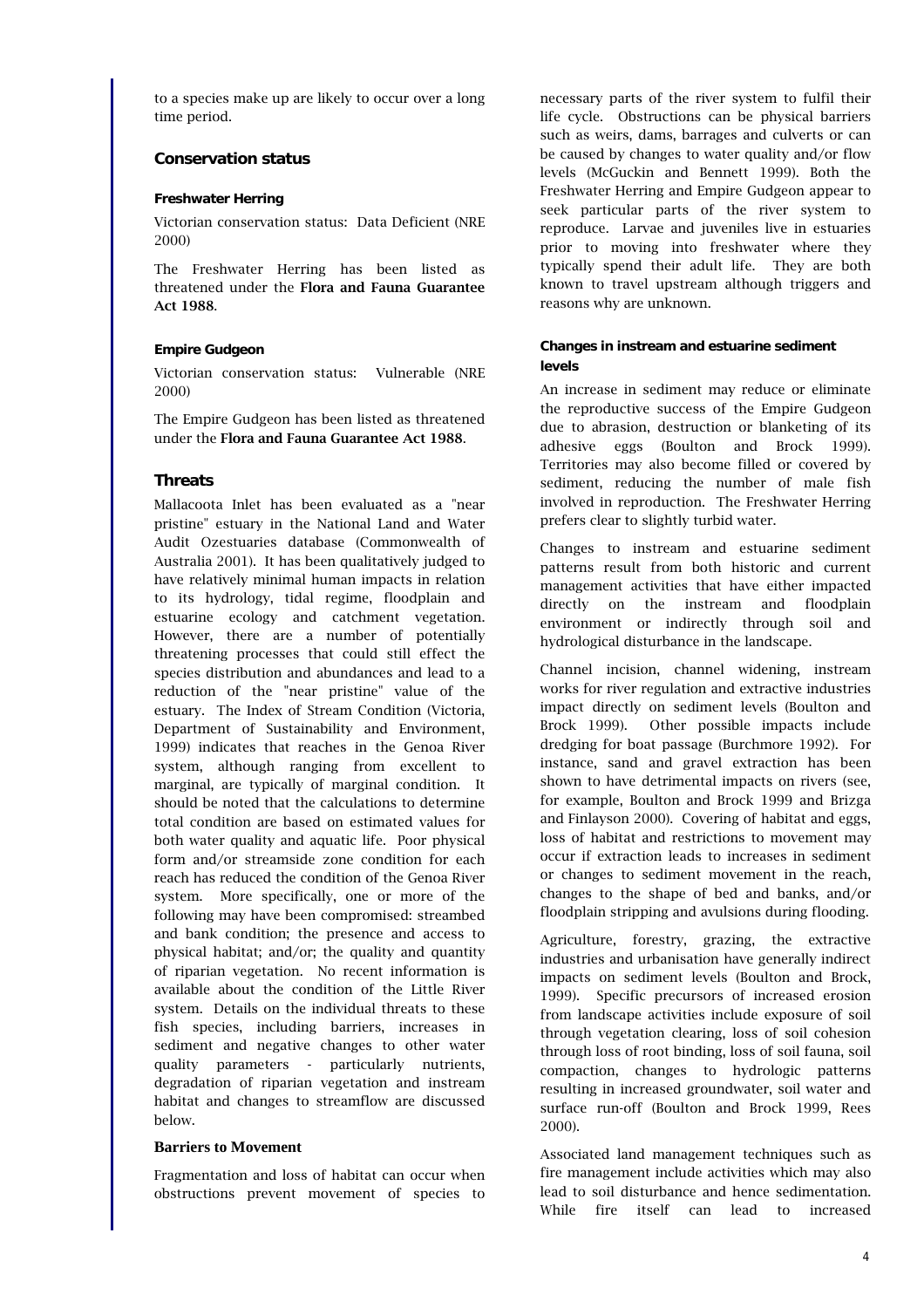to a species make up are likely to occur over a long time period.

## Conservation status

### Freshwater Herring

Victorian conservation status: Data Deficient (NRE 2000)

The Freshwater Herring has been listed as threatened under the **Flora and Fauna Guarantee Act 1988**.

### Empire Gudgeon

Victorian conservation status: Vulnerable (NRE 2000)

The Empire Gudgeon has been listed as threatened under the **Flora and Fauna Guarantee Act 1988**.

## Threats

Mallacoota Inlet has been evaluated as a "near pristine" estuary in the National Land and Water Audit Ozestuaries database (Commonwealth of Australia 2001). It has been qualitatively judged to have relatively minimal human impacts in relation to its hydrology, tidal regime, floodplain and estuarine ecology and catchment vegetation. However, there are a number of potentially threatening processes that could still effect the species distribution and abundances and lead to a reduction of the "near pristine" value of the estuary. The Index of Stream Condition (Victoria, Department of Sustainability and Environment, 1999) indicates that reaches in the Genoa River system, although ranging from excellent to marginal, are typically of marginal condition. It should be noted that the calculations to determine total condition are based on estimated values for both water quality and aquatic life. Poor physical form and/or streamside zone condition for each reach has reduced the condition of the Genoa River system. More specifically, one or more of the following may have been compromised: streambed and bank condition; the presence and access to physical habitat; and/or; the quality and quantity of riparian vegetation. No recent information is available about the condition of the Little River system. Details on the individual threats to these fish species, including barriers, increases in sediment and negative changes to other water quality parameters - particularly nutrients, degradation of riparian vegetation and instream habitat and changes to streamflow are discussed below.

### Barriers to Movement

Fragmentation and loss of habitat can occur when obstructions prevent movement of species to necessary parts of the river system to fulfil their life cycle. Obstructions can be physical barriers such as weirs, dams, barrages and culverts or can be caused by changes to water quality and/or flow levels (McGuckin and Bennett 1999). Both the Freshwater Herring and Empire Gudgeon appear to seek particular parts of the river system to reproduce. Larvae and juveniles live in estuaries prior to moving into freshwater where they typically spend their adult life. They are both known to travel upstream although triggers and reasons why are unknown.

### Changes in instream and estuarine sediment levels

An increase in sediment may reduce or eliminate the reproductive success of the Empire Gudgeon due to abrasion, destruction or blanketing of its adhesive eggs (Boulton and Brock 1999). Territories may also become filled or covered by sediment, reducing the number of male fish involved in reproduction. The Freshwater Herring prefers clear to slightly turbid water.

Changes to instream and estuarine sediment patterns result from both historic and current management activities that have either impacted directly on the instream and floodplain environment or indirectly through soil and hydrological disturbance in the landscape.

Channel incision, channel widening, instream works for river regulation and extractive industries impact directly on sediment levels (Boulton and Brock 1999). Other possible impacts include dredging for boat passage (Burchmore 1992). For instance, sand and gravel extraction has been shown to have detrimental impacts on rivers (see, for example, Boulton and Brock 1999 and Brizga and Finlayson 2000). Covering of habitat and eggs, loss of habitat and restrictions to movement may occur if extraction leads to increases in sediment or changes to sediment movement in the reach, changes to the shape of bed and banks, and/or floodplain stripping and avulsions during flooding.

Agriculture, forestry, grazing, the extractive industries and urbanisation have generally indirect impacts on sediment levels (Boulton and Brock, 1999). Specific precursors of increased erosion from landscape activities include exposure of soil through vegetation clearing, loss of soil cohesion through loss of root binding, loss of soil fauna, soil compaction, changes to hydrologic patterns resulting in increased groundwater, soil water and surface run-off (Boulton and Brock 1999, Rees 2000).

Associated land management techniques such as fire management include activities which may also lead to soil disturbance and hence sedimentation. While fire itself can lead to increased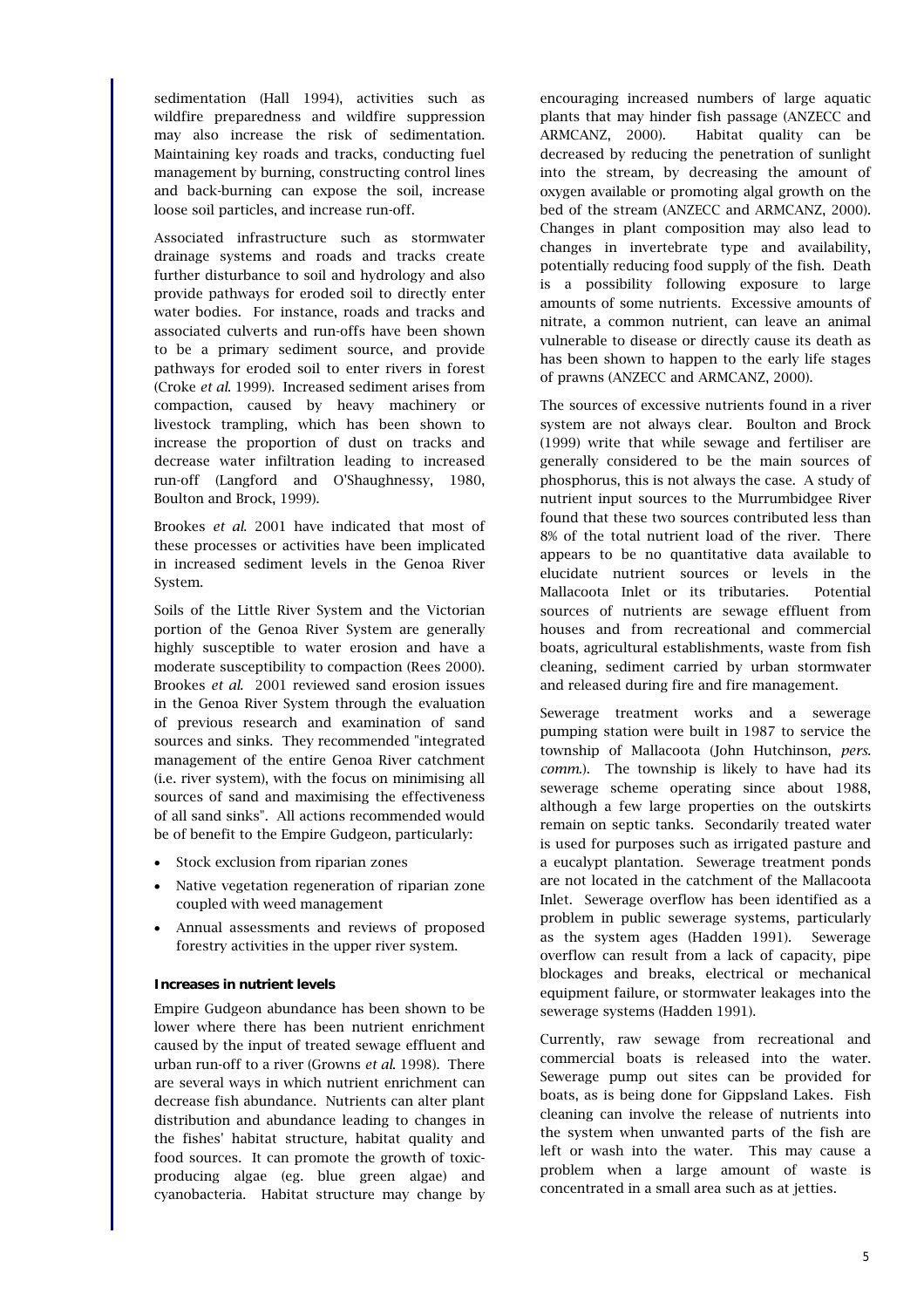sedimentation (Hall 1994), activities such as wildfire preparedness and wildfire suppression may also increase the risk of sedimentation. Maintaining key roads and tracks, conducting fuel management by burning, constructing control lines and back-burning can expose the soil, increase loose soil particles, and increase run-off.

Associated infrastructure such as stormwater drainage systems and roads and tracks create further disturbance to soil and hydrology and also provide pathways for eroded soil to directly enter water bodies. For instance, roads and tracks and associated culverts and run-offs have been shown to be a primary sediment source, and provide pathways for eroded soil to enter rivers in forest (Croke *et al*. 1999). Increased sediment arises from compaction, caused by heavy machinery or livestock trampling, which has been shown to increase the proportion of dust on tracks and decrease water infiltration leading to increased run-off (Langford and O'Shaughnessy, 1980, Boulton and Brock, 1999).

Brookes *et al*. 2001 have indicated that most of these processes or activities have been implicated in increased sediment levels in the Genoa River System.

Soils of the Little River System and the Victorian portion of the Genoa River System are generally highly susceptible to water erosion and have a moderate susceptibility to compaction (Rees 2000). Brookes *et al*. 2001 reviewed sand erosion issues in the Genoa River System through the evaluation of previous research and examination of sand sources and sinks. They recommended "integrated management of the entire Genoa River catchment (i.e. river system), with the focus on minimising all sources of sand and maximising the effectiveness of all sand sinks". All actions recommended would be of benefit to the Empire Gudgeon, particularly:

- Stock exclusion from riparian zones
- Native vegetation regeneration of riparian zone coupled with weed management
- Annual assessments and reviews of proposed forestry activities in the upper river system.

**Increases in nutrient levels**

Empire Gudgeon abundance has been shown to be lower where there has been nutrient enrichment caused by the input of treated sewage effluent and urban run-off to a river (Growns *et al*. 1998). There are several ways in which nutrient enrichment can decrease fish abundance. Nutrients can alter plant distribution and abundance leading to changes in the fishes' habitat structure, habitat quality and food sources. It can promote the growth of toxic-producing algae (eg. blue green algae) and cyanobacteria. Habitat structure may change by encouraging increased numbers of large aquatic plants that may hinder fish passage (ANZECC and ARMCANZ, 2000). Habitat quality can be decreased by reducing the penetration of sunlight into the stream, by decreasing the amount of oxygen available or promoting algal growth on the bed of the stream (ANZECC and ARMCANZ, 2000). Changes in plant composition may also lead to changes in invertebrate type and availability, potentially reducing food supply of the fish. Death is a possibility following exposure to large amounts of some nutrients. Excessive amounts of nitrate, a common nutrient, can leave an animal vulnerable to disease or directly cause its death as has been shown to happen to the early life stages of prawns (ANZECC and ARMCANZ, 2000).

The sources of excessive nutrients found in a river system are not always clear. Boulton and Brock (1999) write that while sewage and fertiliser are generally considered to be the main sources of phosphorus, this is not always the case. A study of nutrient input sources to the Murrumbidgee River found that these two sources contributed less than 8% of the total nutrient load of the river. There appears to be no quantitative data available to elucidate nutrient sources or levels in the Mallacoota Inlet or its tributaries. Potential sources of nutrients are sewage effluent from houses and from recreational and commercial boats, agricultural establishments, waste from fish cleaning, sediment carried by urban stormwater and released during fire and fire management.

Sewerage treatment works and a sewerage pumping station were built in 1987 to service the township of Mallacoota (John Hutchinson, *pers. comm.*). The township is likely to have had its sewerage scheme operating since about 1988, although a few large properties on the outskirts remain on septic tanks. Secondarily treated water is used for purposes such as irrigated pasture and a eucalypt plantation. Sewerage treatment ponds are not located in the catchment of the Mallacoota Inlet. Sewerage overflow has been identified as a problem in public sewerage systems, particularly as the system ages (Hadden 1991). Sewerage overflow can result from a lack of capacity, pipe blockages and breaks, electrical or mechanical equipment failure, or stormwater leakages into the sewerage systems (Hadden 1991).

Currently, raw sewage from recreational and commercial boats is released into the water. Sewerage pump out sites can be provided for boats, as is being done for Gippsland Lakes. Fish cleaning can involve the release of nutrients into the system when unwanted parts of the fish are left or wash into the water. This may cause a problem when a large amount of waste is concentrated in a small area such as at jetties.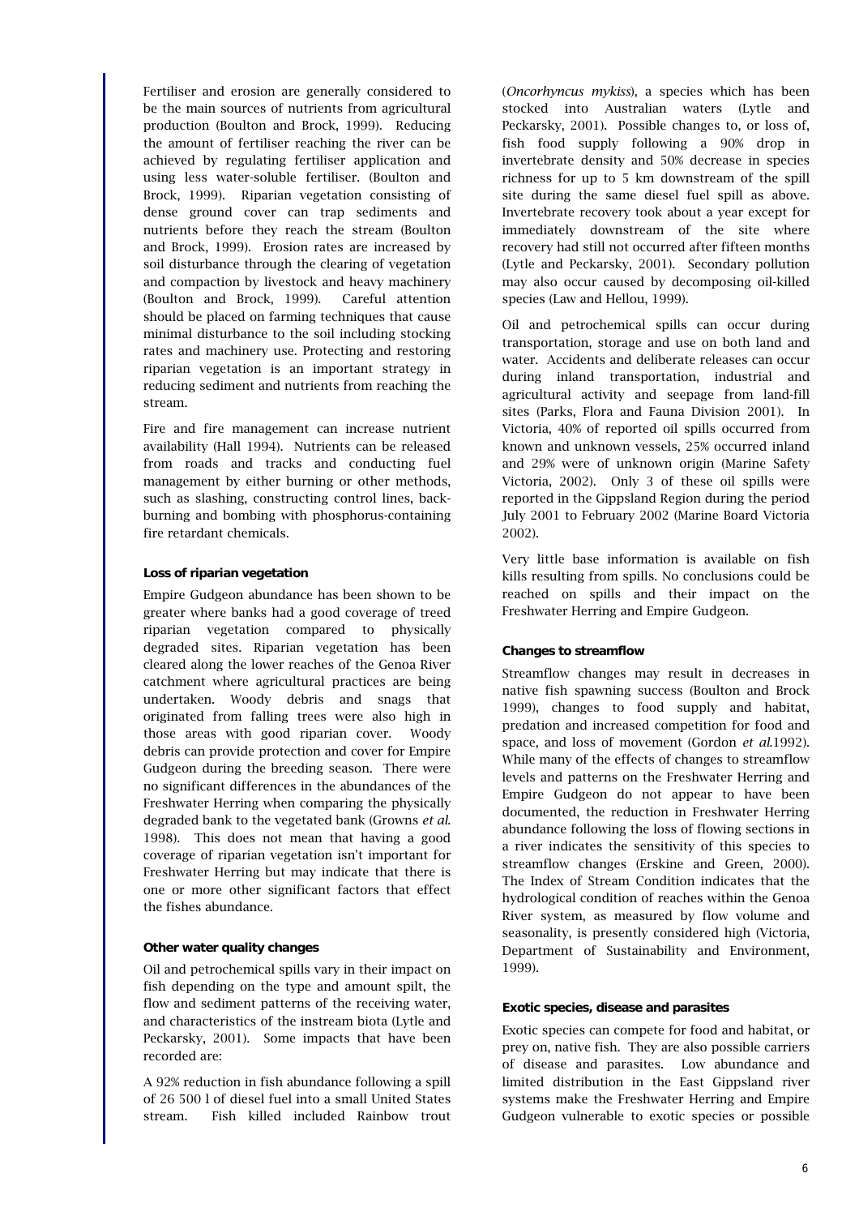Fertiliser and erosion are generally considered to be the main sources of nutrients from agricultural production (Boulton and Brock, 1999). Reducing the amount of fertiliser reaching the river can be achieved by regulating fertiliser application and using less water-soluble fertiliser. (Boulton and Brock, 1999). Riparian vegetation consisting of dense ground cover can trap sediments and nutrients before they reach the stream (Boulton and Brock, 1999). Erosion rates are increased by soil disturbance through the clearing of vegetation and compaction by livestock and heavy machinery (Boulton and Brock, 1999). Careful attention should be placed on farming techniques that cause minimal disturbance to the soil including stocking rates and machinery use. Protecting and restoring riparian vegetation is an important strategy in reducing sediment and nutrients from reaching the stream.

Fire and fire management can increase nutrient availability (Hall 1994). Nutrients can be released from roads and tracks and conducting fuel management by either burning or other methods, such as slashing, constructing control lines, back-burning and bombing with phosphorus-containing fire retardant chemicals.

**Loss of riparian vegetation**

Empire Gudgeon abundance has been shown to be greater where banks had a good coverage of treed riparian vegetation compared to physically degraded sites. Riparian vegetation has been cleared along the lower reaches of the Genoa River catchment where agricultural practices are being undertaken. Woody debris and snags that originated from falling trees were also high in those areas with good riparian cover. Woody debris can provide protection and cover for Empire Gudgeon during the breeding season. There were no significant differences in the abundances of the Freshwater Herring when comparing the physically degraded bank to the vegetated bank (Growns *et al.* 1998). This does not mean that having a good coverage of riparian vegetation isn't important for Freshwater Herring but may indicate that there is one or more other significant factors that effect the fishes abundance.

**Other water quality changes**

Oil and petrochemical spills vary in their impact on fish depending on the type and amount spilt, the flow and sediment patterns of the receiving water, and characteristics of the instream biota (Lytle and Peckarsky, 2001). Some impacts that have been recorded are:

A 92% reduction in fish abundance following a spill of 26 500 l of diesel fuel into a small United States stream. Fish killed included Rainbow trout (*Oncorhynchus mykiss*), a species which has been stocked into Australian waters (Lytle and Peckarsky, 2001). Possible changes to, or loss of, fish food supply following a 90% drop in invertebrate density and 50% decrease in species richness for up to 5 km downstream of the spill site during the same diesel fuel spill as above. Invertebrate recovery took about a year except for immediately downstream of the site where recovery had still not occurred after fifteen months (Lytle and Peckarsky, 2001). Secondary pollution may also occur caused by decomposing oil-killed species (Law and Hellou, 1999).

Oil and petrochemical spills can occur during transportation, storage and use on both land and water. Accidents and deliberate releases can occur during inland transportation, industrial and agricultural activity and seepage from land-fill sites (Parks, Flora and Fauna Division 2001). In Victoria, 40% of reported oil spills occurred from known and unknown vessels, 25% occurred inland and 29% were of unknown origin (Marine Safety Victoria, 2002). Only 3 of these oil spills were reported in the Gippsland Region during the period July 2001 to February 2002 (Marine Board Victoria 2002).

Very little base information is available on fish kills resulting from spills. No conclusions could be reached on spills and their impact on the Freshwater Herring and Empire Gudgeon.

**Changes to streamflow**

Streamflow changes may result in decreases in native fish spawning success (Boulton and Brock 1999), changes to food supply and habitat, predation and increased competition for food and space, and loss of movement (Gordon *et al.*1992). While many of the effects of changes to streamflow levels and patterns on the Freshwater Herring and Empire Gudgeon do not appear to have been documented, the reduction in Freshwater Herring abundance following the loss of flowing sections in a river indicates the sensitivity of this species to streamflow changes (Erskine and Green, 2000). The Index of Stream Condition indicates that the hydrological condition of reaches within the Genoa River system, as measured by flow volume and seasonality, is presently considered high (Victoria, Department of Sustainability and Environment, 1999).

**Exotic species, disease and parasites**

Exotic species can compete for food and habitat, or prey on, native fish. They are also possible carriers of disease and parasites. Low abundance and limited distribution in the East Gippsland river systems make the Freshwater Herring and Empire Gudgeon vulnerable to exotic species or possible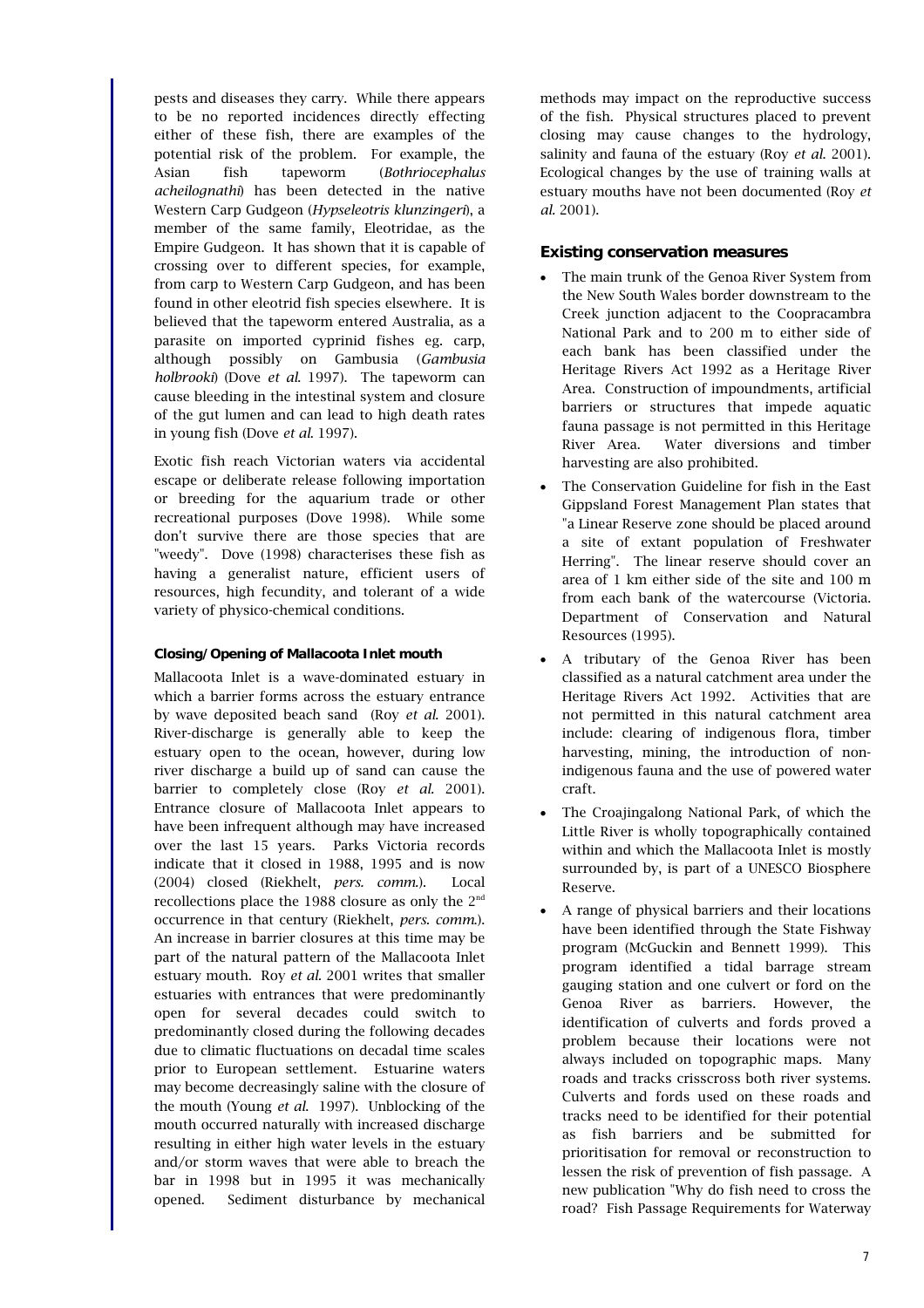pests and diseases they carry. While there appears to be no reported incidences directly effecting either of these fish, there are examples of the potential risk of the problem. For example, the Asian fish tapeworm (*Bothriocephalus acheilognathi*) has been detected in the native Western Carp Gudgeon (*Hypseleotris klunzingeri*), a member of the same family, Eleotridae, as the Empire Gudgeon. It has shown that it is capable of crossing over to different species, for example, from carp to Western Carp Gudgeon, and has been found in other eleotrid fish species elsewhere. It is believed that the tapeworm entered Australia, as a parasite on imported cyprinid fishes eg. carp, although possibly on Gambusia (*Gambusia holbrooki*) (Dove *et al.* 1997). The tapeworm can cause bleeding in the intestinal system and closure of the gut lumen and can lead to high death rates in young fish (Dove *et al.* 1997).

Exotic fish reach Victorian waters via accidental escape or deliberate release following importation or breeding for the aquarium trade or other recreational purposes (Dove 1998). While some don't survive there are those species that are "weedy". Dove (1998) characterises these fish as having a generalist nature, efficient users of resources, high fecundity, and tolerant of a wide variety of physico-chemical conditions.

#### Closing/Opening of Mallacoota Inlet mouth

Mallacoota Inlet is a wave-dominated estuary in which a barrier forms across the estuary entrance by wave deposited beach sand (Roy *et al.* 2001). River-discharge is generally able to keep the estuary open to the ocean, however, during low river discharge a build up of sand can cause the barrier to completely close (Roy *et al.* 2001). Entrance closure of Mallacoota Inlet appears to have been infrequent although may have increased over the last 15 years. Parks Victoria records indicate that it closed in 1988, 1995 and is now (2004) closed (Riekhelt, *pers. comm.*). Local recollections place the 1988 closure as only the 2nd occurrence in that century (Riekhelt, *pers. comm.*). An increase in barrier closures at this time may be part of the natural pattern of the Mallacoota Inlet estuary mouth. Roy *et al.* 2001 writes that smaller estuaries with entrances that were predominantly open for several decades could switch to predominantly closed during the following decades due to climatic fluctuations on decadal time scales prior to European settlement. Estuarine waters may become decreasingly saline with the closure of the mouth (Young *et al.* 1997). Unblocking of the mouth occurred naturally with increased discharge resulting in either high water levels in the estuary and/or storm waves that were able to breach the bar in 1998 but in 1995 it was mechanically opened. Sediment disturbance by mechanical methods may impact on the reproductive success of the fish. Physical structures placed to prevent closing may cause changes to the hydrology, salinity and fauna of the estuary (Roy *et al.* 2001). Ecological changes by the use of training walls at estuary mouths have not been documented (Roy *et al.* 2001).

### Existing conservation measures

- The main trunk of the Genoa River System from the New South Wales border downstream to the Creek junction adjacent to the Coopracambra National Park and to 200 m to either side of each bank has been classified under the Heritage Rivers Act 1992 as a Heritage River Area. Construction of impoundments, artificial barriers or structures that impede aquatic fauna passage is not permitted in this Heritage River Area. Water diversions and timber harvesting are also prohibited.
- The Conservation Guideline for fish in the East Gippsland Forest Management Plan states that "a Linear Reserve zone should be placed around a site of extant population of Freshwater Herring". The linear reserve should cover an area of 1 km either side of the site and 100 m from each bank of the watercourse (Victoria. Department of Conservation and Natural Resources (1995).
- A tributary of the Genoa River has been classified as a natural catchment area under the Heritage Rivers Act 1992. Activities that are not permitted in this natural catchment area include: clearing of indigenous flora, timber harvesting, mining, the introduction of non-indigenous fauna and the use of powered water craft.
- The Croajingalong National Park, of which the Little River is wholly topographically contained within and which the Mallacoota Inlet is mostly surrounded by, is part of a UNESCO Biosphere Reserve.
- A range of physical barriers and their locations have been identified through the State Fishway program (McGuckin and Bennett 1999). This program identified a tidal barrage stream gauging station and one culvert or ford on the Genoa River as barriers. However, the identification of culverts and fords proved a problem because their locations were not always included on topographic maps. Many roads and tracks crisscross both river systems. Culverts and fords used on these roads and tracks need to be identified for their potential as fish barriers and be submitted for prioritisation for removal or reconstruction to lessen the risk of prevention of fish passage. A new publication "Why do fish need to cross the road? Fish Passage Requirements for Waterway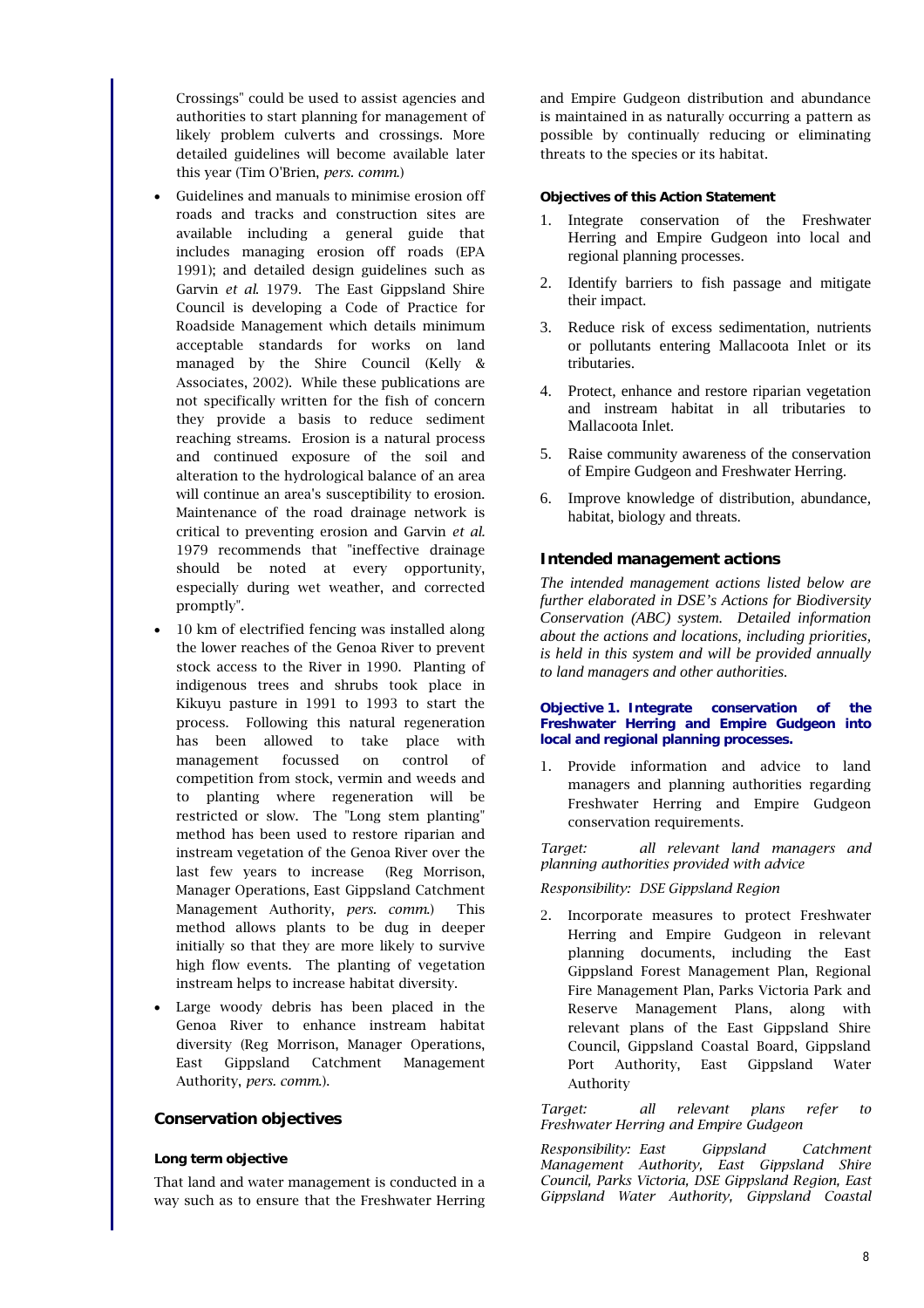Crossings" could be used to assist agencies and authorities to start planning for management of likely problem culverts and crossings. More detailed guidelines will become available later this year (Tim O'Brien, *pers. comm.*)

- Guidelines and manuals to minimise erosion off roads and tracks and construction sites are available including a general guide that includes managing erosion off roads (EPA 1991); and detailed design guidelines such as Garvin *et al.* 1979. The East Gippsland Shire Council is developing a Code of Practice for Roadside Management which details minimum acceptable standards for works on land managed by the Shire Council (Kelly & Associates, 2002). While these publications are not specifically written for the fish of concern they provide a basis to reduce sediment reaching streams. Erosion is a natural process and continued exposure of the soil and alteration to the hydrological balance of an area will continue an area's susceptibility to erosion. Maintenance of the road drainage network is critical to preventing erosion and Garvin *et al.* 1979 recommends that "ineffective drainage should be noted at every opportunity, especially during wet weather, and corrected promptly".
- 10 km of electrified fencing was installed along the lower reaches of the Genoa River to prevent stock access to the River in 1990. Planting of indigenous trees and shrubs took place in Kikuyu pasture in 1991 to 1993 to start the process. Following this natural regeneration has been allowed to take place with management focussed on control of competition from stock, vermin and weeds and to planting where regeneration will be restricted or slow. The "Long stem planting" method has been used to restore riparian and instream vegetation of the Genoa River over the last few years to increase (Reg Morrison, Manager Operations, East Gippsland Catchment Management Authority, *pers. comm.*) This method allows plants to be dug in deeper initially so that they are more likely to survive high flow events. The planting of vegetation instream helps to increase habitat diversity.
- Large woody debris has been placed in the Genoa River to enhance instream habitat diversity (Reg Morrison, Manager Operations, East Gippsland Catchment Management Authority, *pers. comm.*).

## Conservation objectives

### Long term objective

That land and water management is conducted in a way such as to ensure that the Freshwater Herring and Empire Gudgeon distribution and abundance is maintained in as naturally occurring a pattern as possible by continually reducing or eliminating threats to the species or its habitat.

### Objectives of this Action Statement

1. Integrate conservation of the Freshwater Herring and Empire Gudgeon into local and regional planning processes.
2. Identify barriers to fish passage and mitigate their impact.
3. Reduce risk of excess sedimentation, nutrients or pollutants entering Mallacoota Inlet or its tributaries.
4. Protect, enhance and restore riparian vegetation and instream habitat in all tributaries to Mallacoota Inlet.
5. Raise community awareness of the conservation of Empire Gudgeon and Freshwater Herring.
6. Improve knowledge of distribution, abundance, habitat, biology and threats.

## Intended management actions

*The intended management actions listed below are further elaborated in DSE's Actions for Biodiversity Conservation (ABC) system. Detailed information about the actions and locations, including priorities, is held in this system and will be provided annually to land managers and other authorities.*

**Objective 1. Integrate conservation of the Freshwater Herring and Empire Gudgeon into local and regional planning processes.**

1. Provide information and advice to land managers and planning authorities regarding Freshwater Herring and Empire Gudgeon conservation requirements.

*Target: all relevant land managers and planning authorities provided with advice*

*Responsibility: DSE Gippsland Region*

2. Incorporate measures to protect Freshwater Herring and Empire Gudgeon in relevant planning documents, including the East Gippsland Forest Management Plan, Regional Fire Management Plan, Parks Victoria Park and Reserve Management Plans, along with relevant plans of the East Gippsland Shire Council, Gippsland Coastal Board, Gippsland Port Authority, East Gippsland Water Authority

*Target: all relevant plans refer to Freshwater Herring and Empire Gudgeon*

*Responsibility: East Gippsland Catchment Management Authority, East Gippsland Shire Council, Parks Victoria, DSE Gippsland Region, East Gippsland Water Authority, Gippsland Coastal*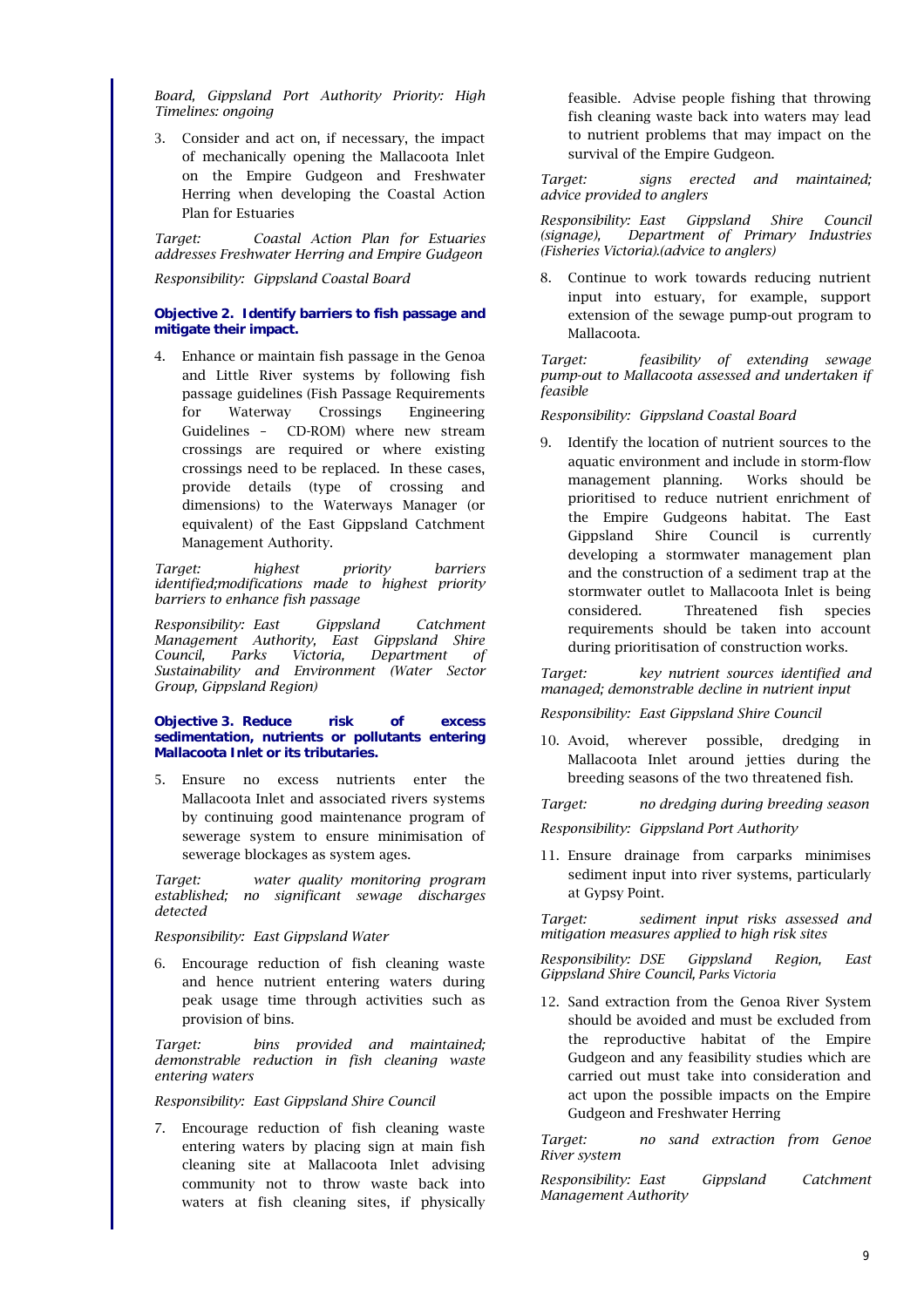*Board, Gippsland Port Authority Priority: High Timelines: ongoing*

3. Consider and act on, if necessary, the impact of mechanically opening the Mallacoota Inlet on the Empire Gudgeon and Freshwater Herring when developing the Coastal Action Plan for Estuaries

*Target: Coastal Action Plan for Estuaries addresses Freshwater Herring and Empire Gudgeon*

*Responsibility: Gippsland Coastal Board*

**Objective 2. Identify barriers to fish passage and mitigate their impact.**

4. Enhance or maintain fish passage in the Genoa and Little River systems by following fish passage guidelines (Fish Passage Requirements for Waterway Crossings Engineering Guidelines – CD-ROM) where new stream crossings are required or where existing crossings need to be replaced. In these cases, provide details (type of crossing and dimensions) to the Waterways Manager (or equivalent) of the East Gippsland Catchment Management Authority.

*Target: highest priority barriers identified;modifications made to highest priority barriers to enhance fish passage*

*Responsibility: East Gippsland Catchment Management Authority, East Gippsland Shire Council, Parks Victoria, Department of Sustainability and Environment (Water Sector Group, Gippsland Region)*

**Objective 3. Reduce risk of excess sedimentation, nutrients or pollutants entering Mallacoota Inlet or its tributaries.**

5. Ensure no excess nutrients enter the Mallacoota Inlet and associated rivers systems by continuing good maintenance program of sewerage system to ensure minimisation of sewerage blockages as system ages.

*Target: water quality monitoring program established; no significant sewage discharges detected*

*Responsibility: East Gippsland Water*

6. Encourage reduction of fish cleaning waste and hence nutrient entering waters during peak usage time through activities such as provision of bins.

*Target: bins provided and maintained; demonstrable reduction in fish cleaning waste entering waters*

*Responsibility: East Gippsland Shire Council*

7. Encourage reduction of fish cleaning waste entering waters by placing sign at main fish cleaning site at Mallacoota Inlet advising community not to throw waste back into waters at fish cleaning sites, if physically feasible. Advise people fishing that throwing fish cleaning waste back into waters may lead to nutrient problems that may impact on the survival of the Empire Gudgeon.

*Target: signs erected and maintained; advice provided to anglers*

*Responsibility: East Gippsland Shire Council (signage), Department of Primary Industries (Fisheries Victoria).(advice to anglers)*

8. Continue to work towards reducing nutrient input into estuary, for example, support extension of the sewage pump-out program to Mallacoota.

*Target: feasibility of extending sewage pump-out to Mallacoota assessed and undertaken if feasible*

*Responsibility: Gippsland Coastal Board*

9. Identify the location of nutrient sources to the aquatic environment and include in storm-flow management planning. Works should be prioritised to reduce nutrient enrichment of the Empire Gudgeons habitat. The East Gippsland Shire Council is currently developing a stormwater management plan and the construction of a sediment trap at the stormwater outlet to Mallacoota Inlet is being considered. Threatened fish species requirements should be taken into account during prioritisation of construction works.

*Target: key nutrient sources identified and managed; demonstrable decline in nutrient input*

*Responsibility: East Gippsland Shire Council*

10. Avoid, wherever possible, dredging in Mallacoota Inlet around jetties during the breeding seasons of the two threatened fish.

*Target: no dredging during breeding season*

*Responsibility: Gippsland Port Authority*

11. Ensure drainage from carparks minimises sediment input into river systems, particularly at Gypsy Point.

*Target: sediment input risks assessed and mitigation measures applied to high risk sites*

*Responsibility: DSE Gippsland Region, East Gippsland Shire Council, Parks Victoria*

12. Sand extraction from the Genoa River System should be avoided and must be excluded from the reproductive habitat of the Empire Gudgeon and any feasibility studies which are carried out must take into consideration and act upon the possible impacts on the Empire Gudgeon and Freshwater Herring

*Target: no sand extraction from Genoe River system*

*Responsibility: East Gippsland Catchment Management Authority*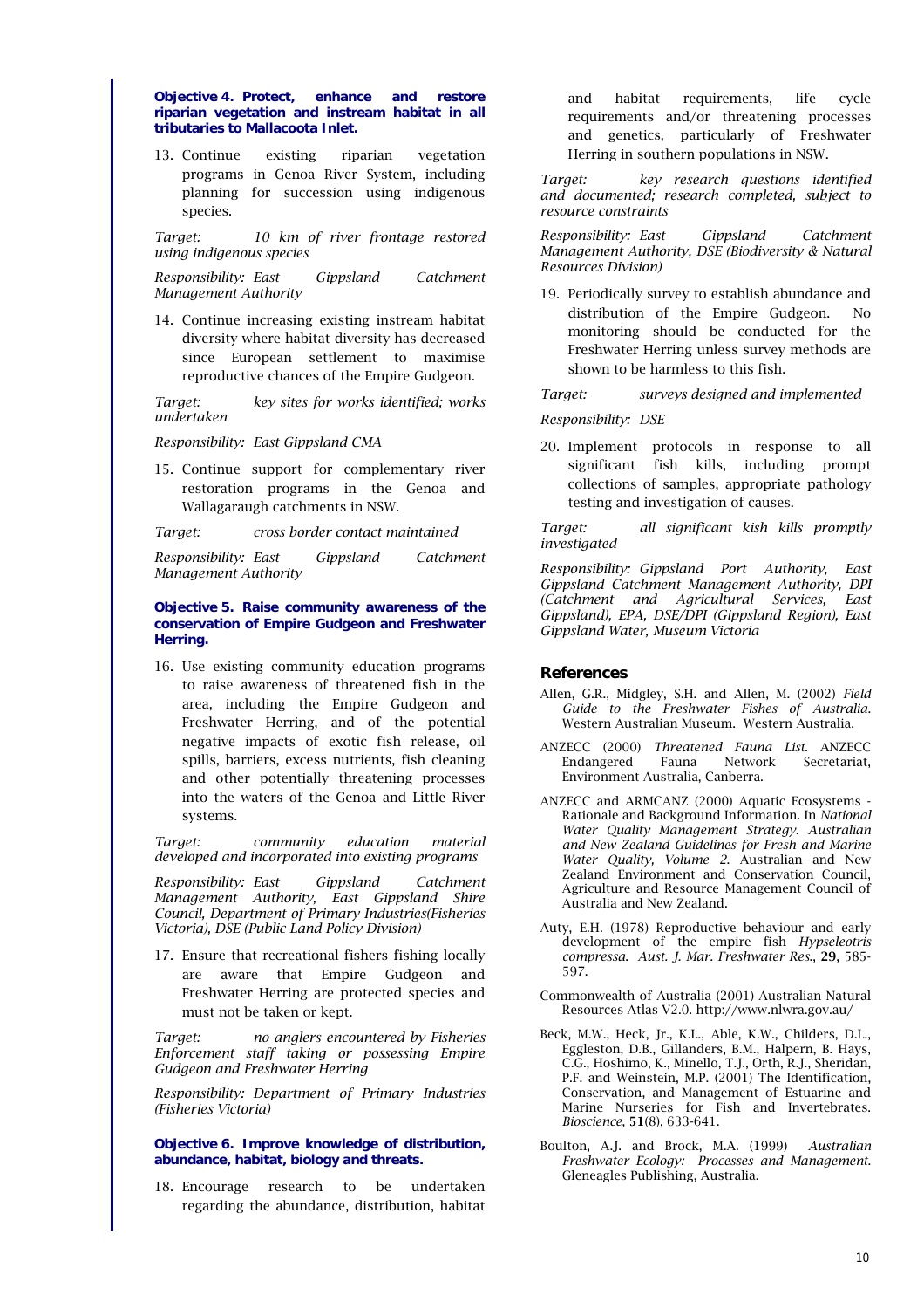**Objective 4. Protect, enhance and restore riparian vegetation and instream habitat in all tributaries to Mallacoota Inlet.**

13. Continue existing riparian vegetation programs in Genoa River System, including planning for succession using indigenous species.

*Target: 10 km of river frontage restored using indigenous species*

*Responsibility: East Gippsland Catchment Management Authority*

14. Continue increasing existing instream habitat diversity where habitat diversity has decreased since European settlement to maximise reproductive chances of the Empire Gudgeon.

*Target: key sites for works identified; works undertaken*

*Responsibility: East Gippsland CMA*

15. Continue support for complementary river restoration programs in the Genoa and Wallagaraugh catchments in NSW.

*Target: cross border contact maintained*

*Responsibility: East Gippsland Catchment Management Authority*

**Objective 5. Raise community awareness of the conservation of Empire Gudgeon and Freshwater Herring.**

16. Use existing community education programs to raise awareness of threatened fish in the area, including the Empire Gudgeon and Freshwater Herring, and of the potential negative impacts of exotic fish release, oil spills, barriers, excess nutrients, fish cleaning and other potentially threatening processes into the waters of the Genoa and Little River systems.

*Target: community education material developed and incorporated into existing programs*

*Responsibility: East Gippsland Catchment Management Authority, East Gippsland Shire Council, Department of Primary Industries(Fisheries Victoria), DSE (Public Land Policy Division)*

17. Ensure that recreational fishers fishing locally are aware that Empire Gudgeon and Freshwater Herring are protected species and must not be taken or kept.

*Target: no anglers encountered by Fisheries Enforcement staff taking or possessing Empire Gudgeon and Freshwater Herring*

*Responsibility: Department of Primary Industries (Fisheries Victoria)*

**Objective 6. Improve knowledge of distribution, abundance, habitat, biology and threats.**

18. Encourage research to be undertaken regarding the abundance, distribution, habitat and habitat requirements, life cycle requirements and/or threatening processes and genetics, particularly of Freshwater Herring in southern populations in NSW.

*Target: key research questions identified and documented; research completed, subject to resource constraints*

*Responsibility: East Gippsland Catchment Management Authority, DSE (Biodiversity & Natural Resources Division)*

19. Periodically survey to establish abundance and distribution of the Empire Gudgeon. No monitoring should be conducted for the Freshwater Herring unless survey methods are shown to be harmless to this fish.

*Target: surveys designed and implemented*

*Responsibility: DSE*

20. Implement protocols in response to all significant fish kills, including prompt collections of samples, appropriate pathology testing and investigation of causes.

*Target: all significant kish kills promptly investigated*

*Responsibility: Gippsland Port Authority, East Gippsland Catchment Management Authority, DPI (Catchment and Agricultural Services, East Gippsland), EPA, DSE/DPI (Gippsland Region), East Gippsland Water, Museum Victoria*

## References

Allen, G.R., Midgley, S.H. and Allen, M. (2002) *Field Guide to the Freshwater Fishes of Australia.* Western Australian Museum. Western Australia.

ANZECC (2000) *Threatened Fauna List.* ANZECC Endangered Fauna Network Secretariat, Environment Australia, Canberra.

ANZECC and ARMCANZ (2000) Aquatic Ecosystems - Rationale and Background Information. In *National Water Quality Management Strategy. Australian and New Zealand Guidelines for Fresh and Marine Water Quality, Volume 2.* Australian and New Zealand Environment and Conservation Council, Agriculture and Resource Management Council of Australia and New Zealand.

Auty, E.H. (1978) Reproductive behaviour and early development of the empire fish *Hypseleotris compressa. Aust. J. Mar. Freshwater Res.*, **29**, 585-597.

Commonwealth of Australia (2001) Australian Natural Resources Atlas V2.0. http://www.nlwra.gov.au/

Beck, M.W., Heck, Jr., K.L., Able, K.W., Childers, D.L., Eggleston, D.B., Gillanders, B.M., Halpern, B. Hays, C.G., Hoshimo, K., Minello, T.J., Orth, R.J., Sheridan, P.F. and Weinstein, M.P. (2001) The Identification, Conservation, and Management of Estuarine and Marine Nurseries for Fish and Invertebrates. *Bioscience*, **51**(8), 633-641.

Boulton, A.J. and Brock, M.A. (1999) *Australian Freshwater Ecology: Processes and Management.* Gleneagles Publishing, Australia.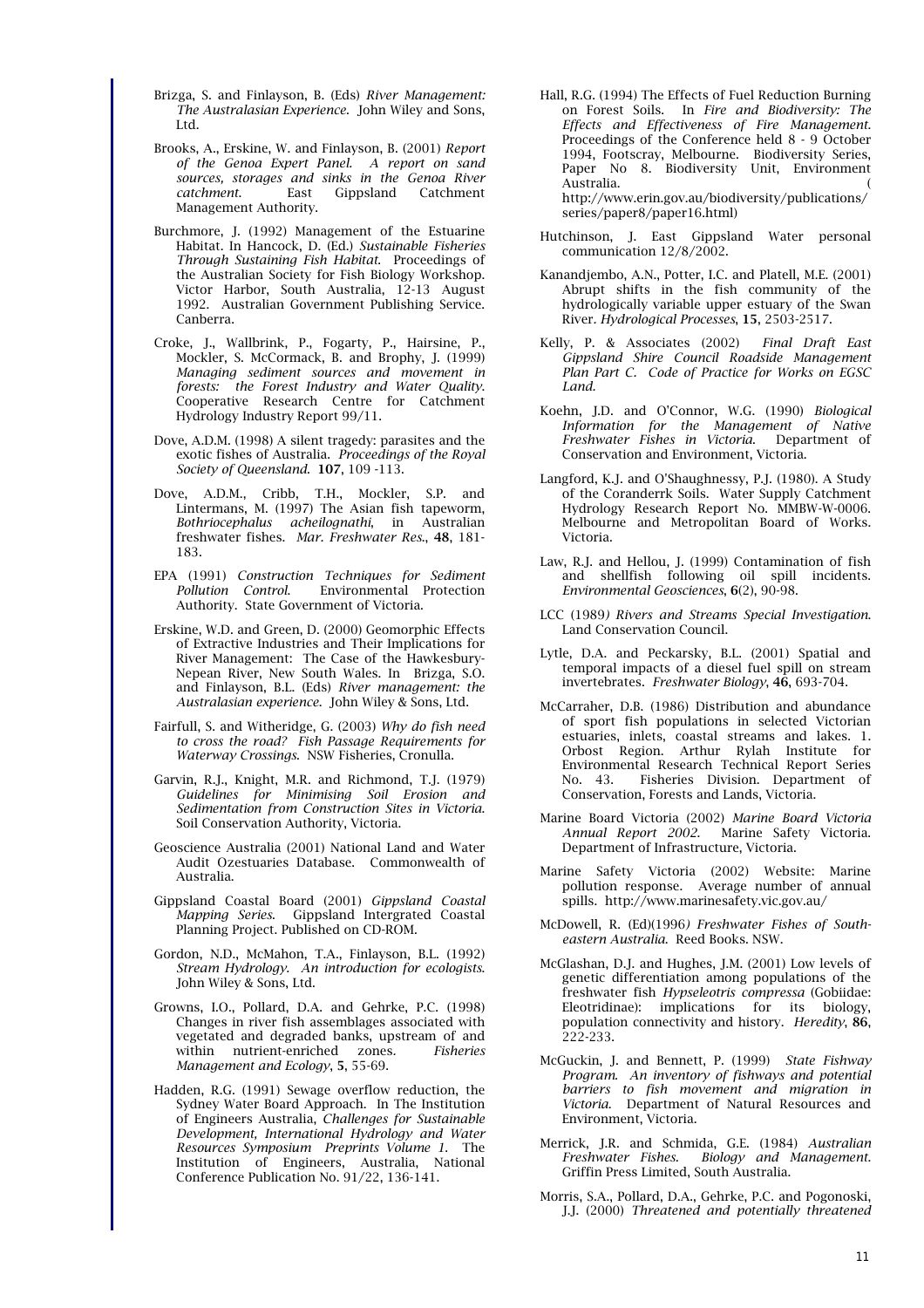Brizga, S. and Finlayson, B. (Eds) *River Management: The Australasian Experience.* John Wiley and Sons, Ltd.

Brooks, A., Erskine, W. and Finlayson, B. (2001) *Report of the Genoa Expert Panel. A report on sand sources, storages and sinks in the Genoa River catchment.* East Gippsland Catchment Management Authority.

Burchmore, J. (1992) Management of the Estuarine Habitat. In Hancock, D. (Ed.) *Sustainable Fisheries Through Sustaining Fish Habitat.* Proceedings of the Australian Society for Fish Biology Workshop. Victor Harbor, South Australia, 12-13 August 1992. Australian Government Publishing Service. Canberra.

Croke, J., Wallbrink, P., Fogarty, P., Hairsine, P., Mockler, S. McCormack, B. and Brophy, J. (1999) *Managing sediment sources and movement in forests: the Forest Industry and Water Quality.* Cooperative Research Centre for Catchment Hydrology Industry Report 99/11.

Dove, A.D.M. (1998) A silent tragedy: parasites and the exotic fishes of Australia. *Proceedings of the Royal Society of Queensland.* **107**, 109 -113.

Dove, A.D.M., Cribb, T.H., Mockler, S.P. and Lintermans, M. (1997) The Asian fish tapeworm, *Bothriocephalus acheilognathi*, in Australian freshwater fishes. *Mar. Freshwater Res.*, **48**, 181-183.

EPA (1991) *Construction Techniques for Sediment Pollution Control.* Environmental Protection Authority. State Government of Victoria.

Erskine, W.D. and Green, D. (2000) Geomorphic Effects of Extractive Industries and Their Implications for River Management: The Case of the Hawkesbury-Nepean River, New South Wales. In Brizga, S.O. and Finlayson, B.L. (Eds) *River management: the Australasian experience.* John Wiley & Sons, Ltd.

Fairfull, S. and Witheridge, G. (2003) *Why do fish need to cross the road? Fish Passage Requirements for Waterway Crossings.* NSW Fisheries, Cronulla.

Garvin, R.J., Knight, M.R. and Richmond, T.J. (1979) *Guidelines for Minimising Soil Erosion and Sedimentation from Construction Sites in Victoria.* Soil Conservation Authority, Victoria.

Geoscience Australia (2001) National Land and Water Audit Ozestuaries Database. Commonwealth of Australia.

Gippsland Coastal Board (2001) *Gippsland Coastal Mapping Series.* Gippsland Intergrated Coastal Planning Project. Published on CD-ROM.

Gordon, N.D., McMahon, T.A., Finlayson, B.L. (1992) *Stream Hydrology. An introduction for ecologists.* John Wiley & Sons, Ltd.

Growns, I.O., Pollard, D.A. and Gehrke, P.C. (1998) Changes in river fish assemblages associated with vegetated and degraded banks, upstream of and within nutrient-enriched zones. *Fisheries Management and Ecology*, **5**, 55-69.

Hadden, R.G. (1991) Sewage overflow reduction, the Sydney Water Board Approach. In The Institution of Engineers Australia, *Challenges for Sustainable Development, International Hydrology and Water Resources Symposium Preprints Volume 1.* The Institution of Engineers, Australia, National Conference Publication No. 91/22, 136-141.

Hall, R.G. (1994) The Effects of Fuel Reduction Burning on Forest Soils. In *Fire and Biodiversity: The Effects and Effectiveness of Fire Management.* Proceedings of the Conference held 8 - 9 October 1994, Footscray, Melbourne. Biodiversity Series, Paper No 8. Biodiversity Unit, Environment Australia. ( http://www.erin.gov.au/biodiversity/publications/series/paper8/paper16.html)

Hutchinson, J. East Gippsland Water personal communication 12/8/2002.

Kanandjembo, A.N., Potter, I.C. and Platell, M.E. (2001) Abrupt shifts in the fish community of the hydrologically variable upper estuary of the Swan River. *Hydrological Processes*, **15**, 2503-2517.

Kelly, P. & Associates (2002) *Final Draft East Gippsland Shire Council Roadside Management Plan Part C. Code of Practice for Works on EGSC Land.*

Koehn, J.D. and O'Connor, W.G. (1990) *Biological Information for the Management of Native Freshwater Fishes in Victoria.* Department of Conservation and Environment, Victoria.

Langford, K.J. and O'Shaughnessy, P.J. (1980). A Study of the Coranderrk Soils. Water Supply Catchment Hydrology Research Report No. MMBW-W-0006. Melbourne and Metropolitan Board of Works. Victoria.

Law, R.J. and Hellou, J. (1999) Contamination of fish and shellfish following oil spill incidents. *Environmental Geosciences*, **6**(2), 90-98.

LCC (1989*) Rivers and Streams Special Investigation.* Land Conservation Council.

Lytle, D.A. and Peckarsky, B.L. (2001) Spatial and temporal impacts of a diesel fuel spill on stream invertebrates. *Freshwater Biology*, **46**, 693-704.

McCarraher, D.B. (1986) Distribution and abundance of sport fish populations in selected Victorian estuaries, inlets, coastal streams and lakes. 1. Orbost Region. Arthur Rylah Institute for Environmental Research Technical Report Series No. 43. Fisheries Division. Department of Conservation, Forests and Lands, Victoria.

Marine Board Victoria (2002) *Marine Board Victoria Annual Report 2002.* Marine Safety Victoria. Department of Infrastructure, Victoria.

Marine Safety Victoria (2002) Website: Marine pollution response. Average number of annual spills. http://www.marinesafety.vic.gov.au/

McDowell, R. (Ed)(1996*) Freshwater Fishes of South-eastern Australia.* Reed Books. NSW.

McGlashan, D.J. and Hughes, J.M. (2001) Low levels of genetic differentiation among populations of the freshwater fish *Hypseleotris compressa* (Gobiidae: Eleotridinae): implications for its biology, population connectivity and history. *Heredity*, **86**, 222-233.

McGuckin, J. and Bennett, P. (1999) *State Fishway Program. An inventory of fishways and potential barriers to fish movement and migration in Victoria.* Department of Natural Resources and Environment, Victoria.

Merrick, J.R. and Schmida, G.E. (1984) *Australian Freshwater Fishes. Biology and Management.* Griffin Press Limited, South Australia.

Morris, S.A., Pollard, D.A., Gehrke, P.C. and Pogonoski, J.J. (2000) *Threatened and potentially threatened*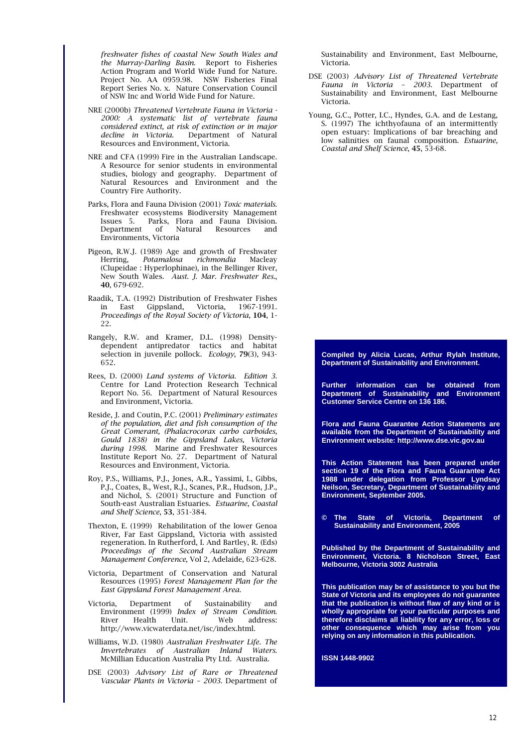*freshwater fishes of coastal New South Wales and the Murray-Darling Basin.* Report to Fisheries Action Program and World Wide Fund for Nature. Project No. AA 0959.98. NSW Fisheries Final Report Series No. x. Nature Conservation Council of NSW Inc and World Wide Fund for Nature.

NRE (2000b) *Threatened Vertebrate Fauna in Victoria - 2000: A systematic list of vertebrate fauna considered extinct, at risk of extinction or in major decline in Victoria.* Department of Natural Resources and Environment, Victoria.

NRE and CFA (1999) Fire in the Australian Landscape. A Resource for senior students in environmental studies, biology and geography. Department of Natural Resources and Environment and the Country Fire Authority.

Parks, Flora and Fauna Division (2001) *Toxic materials.* Freshwater ecosystems Biodiversity Management Issues 5. Parks, Flora and Fauna Division. Department of Natural Resources and Environments, Victoria

Pigeon, R.W.J. (1989) Age and growth of Freshwater Herring, *Potamalosa richmondia* Macleay (Clupeidae : Hyperlophinae), in the Bellinger River, New South Wales. *Aust. J. Mar. Freshwater Res.*, **40**, 679-692.

Raadik, T.A. (1992) Distribution of Freshwater Fishes in East Gippsland, Victoria, 1967-1991. *Proceedings of the Royal Society of Victoria*, **104**, 1-22.

Rangely, R.W. and Kramer, D.L. (1998) Density-dependent antipredator tactics and habitat selection in juvenile pollock. *Ecology*, **79**(3), 943-652.

Rees, D. (2000) *Land systems of Victoria. Edition 3.* Centre for Land Protection Research Technical Report No. 56. Department of Natural Resources and Environment, Victoria.

Reside, J. and Coutin, P.C. (2001) *Preliminary estimates of the population, diet and fish consumption of the Great Comerant, (Phalacrocorax carbo carboides, Gould 1838) in the Gippsland Lakes, Victoria during 1998.* Marine and Freshwater Resources Institute Report No. 27. Department of Natural Resources and Environment, Victoria.

Roy, P.S., Williams, P.J., Jones, A.R., Yassimi, I., Gibbs, P.J., Coates, B., West, R.J., Scanes, P.R., Hudson, J.P., and Nichol, S. (2001) Structure and Function of South-east Australian Estuaries. *Estuarine, Coastal and Shelf Science*, **53**, 351-384.

Thexton, E. (1999) Rehabilitation of the lower Genoa River, Far East Gippsland, Victoria with assisted regeneration. In Rutherford, I. And Bartley, R. (Eds) *Proceedings of the Second Australian Stream Management Conference*, Vol 2, Adelaide, 623-628.

Victoria, Department of Conservation and Natural Resources (1995) *Forest Management Plan for the East Gippsland Forest Management Area.*

Victoria, Department of Sustainability and Environment (1999) *Index of Stream Condition.* River Health Unit. Web address: http://www.vicwaterdata.net/isc/index.html.

Williams, W.D. (1980) *Australian Freshwater Life. The Invertebrates of Australian Inland Waters.* McMillian Education Australia Pty Ltd. Australia.

DSE (2003) *Advisory List of Rare or Threatened Vascular Plants in Victoria – 2003.* Department of Sustainability and Environment, East Melbourne, Victoria.

DSE (2003) *Advisory List of Threatened Vertebrate Fauna in Victoria – 2003.* Department of Sustainability and Environment, East Melbourne Victoria.

Young, G.C., Potter, I.C., Hyndes, G.A. and de Lestang, S. (1997) The ichthyofauna of an intermittently open estuary: Implications of bar breaching and low salinities on faunal composition. *Estuarine, Coastal and Shelf Science*, **45**, 53-68.

**Compiled by Alicia Lucas, Arthur Rylah Institute, Department of Sustainability and Environment.**

**Further information can be obtained from Department of Sustainability and Environment Customer Service Centre on 136 186.**

**Flora and Fauna Guarantee Action Statements are available from the Department of Sustainability and Environment website: http://www.dse.vic.gov.au**

**This Action Statement has been prepared under section 19 of the Flora and Fauna Guarantee Act 1988 under delegation from Professor Lyndsay Neilson, Secretary, Department of Sustainability and Environment, September 2005.**

**© The State of Victoria, Department of Sustainability and Environment, 2005**

**Published by the Department of Sustainability and Environment, Victoria. 8 Nicholson Street, East Melbourne, Victoria 3002 Australia**

**This publication may be of assistance to you but the State of Victoria and its employees do not guarantee that the publication is without flaw of any kind or is wholly appropriate for your particular purposes and therefore disclaims all liability for any error, loss or other consequence which may arise from you relying on any information in this publication.**

**ISSN 1448-9902**